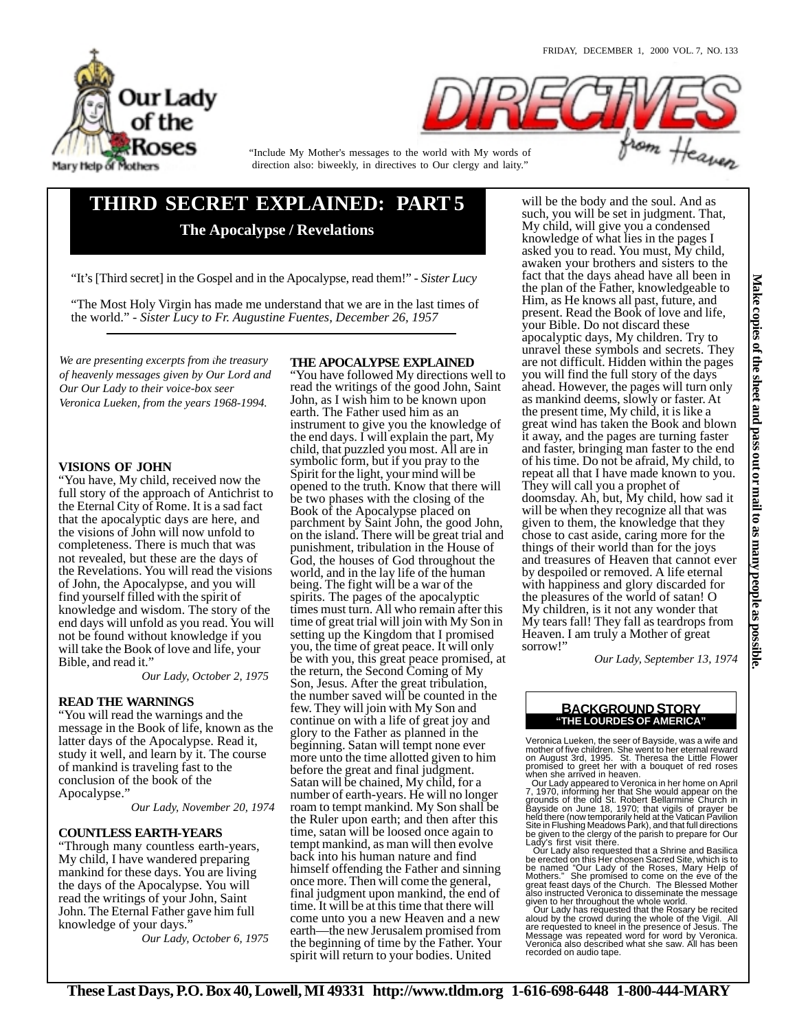FRIDAY, DECEMBER 1, 2000 VOL. 7, NO. 133

Our Lady of the Roses
Mary Help of Mothers

# DIRECTIVES from Heaven

"Include My Mother's messages to the world with My words of direction also: biweekly, in directives to Our clergy and laity."

# THIRD SECRET EXPLAINED: PART 5

## The Apocalypse / Revelations

"It's [Third secret] in the Gospel and in the Apocalypse, read them!" - *Sister Lucy*

"The Most Holy Virgin has made me understand that we are in the last times of the world." - *Sister Lucy to Fr. Augustine Fuentes, December 26, 1957*

*We are presenting excerpts from the treasury of heavenly messages given by Our Lord and Our Our Lady to their voice-box seer Veronica Lueken, from the years 1968-1994.*

### VISIONS OF JOHN

"You have, My child, received now the full story of the approach of Antichrist to the Eternal City of Rome. It is a sad fact that the apocalyptic days are here, and the visions of John will now unfold to completeness. There is much that was not revealed, but these are the days of the Revelations. You will read the visions of John, the Apocalypse, and you will find yourself filled with the spirit of knowledge and wisdom. The story of the end days will unfold as you read. You will not be found without knowledge if you will take the Book of love and life, your Bible, and read it."

*Our Lady, October 2, 1975*

### READ THE WARNINGS

"You will read the warnings and the message in the Book of life, known as the latter days of the Apocalypse. Read it, study it well, and learn by it. The course of mankind is traveling fast to the conclusion of the book of the Apocalypse."

*Our Lady, November 20, 1974*

### COUNTLESS EARTH-YEARS

"Through many countless earth-years, My child, I have wandered preparing mankind for these days. You are living the days of the Apocalypse. You will read the writings of your John, Saint John. The Eternal Father gave him full knowledge of your days."

*Our Lady, October 6, 1975*

### THE APOCALYPSE EXPLAINED

"You have followed My directions well to read the writings of the good John, Saint John, as I wish him to be known upon earth. The Father used him as an instrument to give you the knowledge of the end days. I will explain the part, My child, that puzzled you most. All are in symbolic form, but if you pray to the Spirit for the light, your mind will be opened to the truth. Know that there will be two phases with the closing of the Book of the Apocalypse placed on parchment by Saint John, the good John, on the island. There will be great trial and punishment, tribulation in the House of God, the houses of God throughout the world, and in the lay life of the human being. The fight will be a war of the spirits. The pages of the apocalyptic times must turn. All who remain after this time of great trial will join with My Son in setting up the Kingdom that I promised you, the time of great peace. It will only be with you, this great peace promised, at the return, the Second Coming of My Son, Jesus. After the great tribulation, the number saved will be counted in the few. They will join with My Son and continue on with a life of great joy and glory to the Father as planned in the beginning. Satan will tempt none ever more unto the time allotted given to him before the great and final judgment. Satan will be chained, My child, for a number of earth-years. He will no longer roam to tempt mankind. My Son shall be the Ruler upon earth; and then after this time, satan will be loosed once again to tempt mankind, as man will then evolve back into his human nature and find himself offending the Father and sinning once more. Then will come the general, final judgment upon mankind, the end of time. It will be at this time that there will come unto you a new Heaven and a new earth—the new Jerusalem promised from the beginning of time by the Father. Your spirit will return to your bodies. United will be the body and the soul. And as such, you will be set in judgment. That, My child, will give you a condensed knowledge of what lies in the pages I asked you to read. You must, My child, awaken your brothers and sisters to the fact that the days ahead have all been in the plan of the Father, knowledgeable to Him, as He knows all past, future, and present. Read the Book of love and life, your Bible. Do not discard these apocalyptic days, My children. Try to unravel these symbols and secrets. They are not difficult. Hidden within the pages you will find the full story of the days ahead. However, the pages will turn only as mankind deems, slowly or faster. At the present time, My child, it is like a great wind has taken the Book and blown it away, and the pages are turning faster and faster, bringing man faster to the end of his time. Do not be afraid, My child, to repeat all that I have made known to you. They will call you a prophet of doomsday. Ah, but, My child, how sad it will be when they recognize all that was given to them, the knowledge that they chose to cast aside, caring more for the things of their world than for the joys and treasures of Heaven that cannot ever by despoiled or removed. A life eternal with happiness and glory discarded for the pleasures of the world of satan! O My children, is it not any wonder that My tears fall! They fall as teardrops from Heaven. I am truly a Mother of great sorrow!"

*Our Lady, September 13, 1974*

### BACKGROUND STORY
**"THE LOURDES OF AMERICA"**

Veronica Lueken, the seer of Bayside, was a wife and mother of five children. She went to her eternal reward on August 3rd, 1995. St. Theresa the Little Flower promised to greet her with a bouquet of red roses when she arrived in heaven.

Our Lady appeared to Veronica in her home on April 7, 1970, informing her that She would appear on the grounds of the old St. Robert Bellarmine Church in Bayside on June 18, 1970; that vigils of prayer be held there (now temporarily held at the Vatican Pavilion Site in Flushing Meadows Park), and that full directions be given to the clergy of the parish to prepare for Our Lady's first visit there.

Our Lady also requested that a Shrine and Basilica be erected on this Her chosen Sacred Site, which is to be named "Our Lady of the Roses, Mary Help of Mothers." She promised to come on the eve of the great feast days of the Church. The Blessed Mother also instructed Veronica to disseminate the message given to her throughout the whole world.

Our Lady has requested that the Rosary be recited aloud by the crowd during the whole of the Vigil. All are requested to kneel in the presence of Jesus. The Message was repeated word for word by Veronica. Veronica also described what she saw. All has been recorded on audio tape.

**Make copies of this sheet and pass out or mail to as many people as possible.**

**These Last Days, P.O. Box 40, Lowell, MI 49331 http://www.tldm.org 1-616-698-6448 1-800-444-MARY**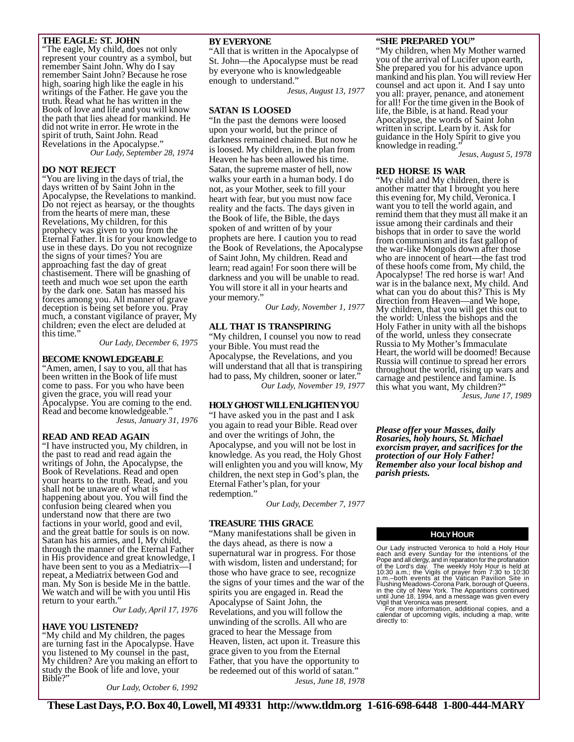### THE EAGLE: ST. JOHN

"The eagle, My child, does not only represent your country as a symbol, but remember Saint John. Why do I say remember Saint John? Because he rose high, soaring high like the eagle in his writings of the Father. He gave you the truth. Read what he has written in the Book of love and life and you will know the path that lies ahead for mankind. He did not write in error. He wrote in the spirit of truth, Saint John. Read Revelations in the Apocalypse."

*Our Lady, September 28, 1974*

### DO NOT REJECT

"You are living in the days of trial, the days written of by Saint John in the Apocalypse, the Revelations to mankind. Do not reject as hearsay, or the thoughts from the hearts of mere man, these Revelations, My children, for this prophecy was given to you from the Eternal Father. It is for your knowledge to use in these days. Do you not recognize the signs of your times? You are approaching fast the day of great chastisement. There will be gnashing of teeth and much woe set upon the earth by the dark one. Satan has massed his forces among you. All manner of grave deception is being set before you. Pray much, a constant vigilance of prayer, My children; even the elect are deluded at this time."

*Our Lady, December 6, 1975*

### BECOME KNOWLEDGEABLE

"Amen, amen, I say to you, all that has been written in the Book of life must come to pass. For you who have been given the grace, you will read your Apocalypse. You are coming to the end. Read and become knowledgeable."

*Jesus, January 31, 1976*

### READ AND READ AGAIN

"I have instructed you, My children, in the past to read and read again the writings of John, the Apocalypse, the Book of Revelations. Read and open your hearts to the truth. Read, and you shall not be unaware of what is happening about you. You will find the confusion being cleared when you understand now that there are two factions in your world, good and evil, and the great battle for souls is on now. Satan has his armies, and I, My child, through the manner of the Eternal Father in His providence and great knowledge, I have been sent to you as a Mediatrix—I repeat, a Mediatrix between God and man. My Son is beside Me in the battle. We watch and will be with you until His return to your earth."

*Our Lady, April 17, 1976*

### HAVE YOU LISTENED?

"My child and My children, the pages are turning fast in the Apocalypse. Have you listened to My counsel in the past, My children? Are you making an effort to study the Book of life and love, your Bible?"

*Our Lady, October 6, 1992*

### BY EVERYONE

"All that is written in the Apocalypse of St. John—the Apocalypse must be read by everyone who is knowledgeable enough to understand."

*Jesus, August 13, 1977*

### SATAN IS LOOSED

"In the past the demons were loosed upon your world, but the prince of darkness remained chained. But now he is loosed. My children, in the plan from Heaven he has been allowed his time. Satan, the supreme master of hell, now walks your earth in a human body. I do not, as your Mother, seek to fill your heart with fear, but you must now face reality and the facts. The days given in the Book of life, the Bible, the days spoken of and written of by your prophets are here. I caution you to read the Book of Revelations, the Apocalypse of Saint John, My children. Read and learn; read again! For soon there will be darkness and you will be unable to read. You will store it all in your hearts and your memory."

*Our Lady, November 1, 1977*

### ALL THAT IS TRANSPIRING

"My children, I counsel you now to read your Bible. You must read the Apocalypse, the Revelations, and you will understand that all that is transpiring had to pass, My children, sooner or later."

*Our Lady, November 19, 1977*

### HOLY GHOST WILL ENLIGHTEN YOU

"I have asked you in the past and I ask you again to read your Bible. Read over and over the writings of John, the Apocalypse, and you will not be lost in knowledge. As you read, the Holy Ghost will enlighten you and you will know, My children, the next step in God's plan, the Eternal Father's plan, for your redemption."

*Our Lady, December 7, 1977*

### TREASURE THIS GRACE

"Many manifestations shall be given in the days ahead, as there is now a supernatural war in progress. For those with wisdom, listen and understand; for those who have grace to see, recognize the signs of your times and the war of the spirits you are engaged in. Read the Apocalypse of Saint John, the Revelations, and you will follow the unwinding of the scrolls. All who are graced to hear the Message from Heaven, listen, act upon it. Treasure this grace given to you from the Eternal Father, that you have the opportunity to be redeemed out of this world of satan."

*Jesus, June 18, 1978*

### "SHE PREPARED YOU"

"My children, when My Mother warned you of the arrival of Lucifer upon earth, She prepared you for his advance upon mankind and his plan. You will review Her counsel and act upon it. And I say unto you all: prayer, penance, and atonement for all! For the time given in the Book of life, the Bible, is at hand. Read your Apocalypse, the words of Saint John written in script. Learn by it. Ask for guidance in the Holy Spirit to give you knowledge in reading."

*Jesus, August 5, 1978*

### RED HORSE IS WAR

"My child and My children, there is another matter that I brought you here this evening for, My child, Veronica. I want you to tell the world again, and remind them that they must all make it an issue among their cardinals and their bishops that in order to save the world from communism and its fast gallop of the war-like Mongols down after those who are innocent of heart—the fast trod of these hoofs come from, My child, the Apocalypse! The red horse is war! And war is in the balance next, My child. And what can you do about this? This is My direction from Heaven—and We hope, My children, that you will get this out to the world: Unless the bishops and the Holy Father in unity with all the bishops of the world, unless they consecrate Russia to My Mother's Immaculate Heart, the world will be doomed! Because Russia will continue to spread her errors throughout the world, rising up wars and carnage and pestilence and famine. Is this what you want, My children?"

*Jesus, June 17, 1989*

***Please offer your Masses, daily Rosaries, holy hours, St. Michael exorcism prayer, and sacrifices for the protection of our Holy Father! Remember also your local bishop and parish priests.***

### HOLY HOUR

Our Lady instructed Veronica to hold a Holy Hour each and every Sunday for the intentions of the Pope and all clergy, and in reparation for the profanation of the Lord's day. The weekly Holy Hour is held at 10:30 a.m.; the Vigils of prayer from 7:30 to 10:30 p.m.–both events at the Vatican Pavilion Site in Flushing Meadows-Corona Park, borough of Queens, in the city of New York. The Apparitions continued until June 18, 1994, and a message was given every Vigil that Veronica was present.

For more information, additional copies, and a calendar of upcoming vigils, including a map, write directly to:

**These Last Days, P.O. Box 40, Lowell, MI 49331 http://www.tldm.org 1-616-698-6448 1-800-444-MARY**